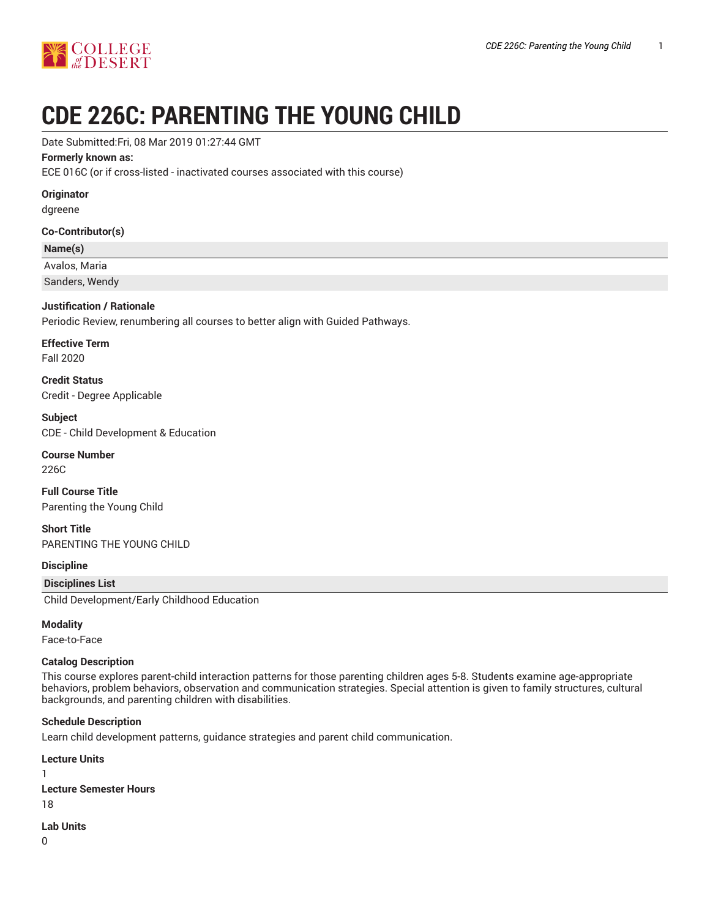# CDE 226C: PARENTING THE YOUNG CHILD

Date Submitted:Fri, 08 Mar 2019 01:27:44 GMT

**Formerly known as:**

ECE 016C (or if cross-listed - inactivated courses associated with this course)

**Originator**

dgreene

**Co-Contributor(s)**

| Name(s) |
| --- |
| Avalos, Maria |
| Sanders, Wendy |

**Justification / Rationale**

Periodic Review, renumbering all courses to better align with Guided Pathways.

**Effective Term**

Fall 2020

**Credit Status**

Credit - Degree Applicable

**Subject**

CDE - Child Development & Education

**Course Number**

226C

**Full Course Title**

Parenting the Young Child

**Short Title**

PARENTING THE YOUNG CHILD

**Discipline**

| Disciplines List |
| --- |
| Child Development/Early Childhood Education |

**Modality**

Face-to-Face

**Catalog Description**

This course explores parent-child interaction patterns for those parenting children ages 5-8. Students examine age-appropriate behaviors, problem behaviors, observation and communication strategies. Special attention is given to family structures, cultural backgrounds, and parenting children with disabilities.

**Schedule Description**

Learn child development patterns, guidance strategies and parent child communication.

**Lecture Units**

1

**Lecture Semester Hours**

18

**Lab Units**

0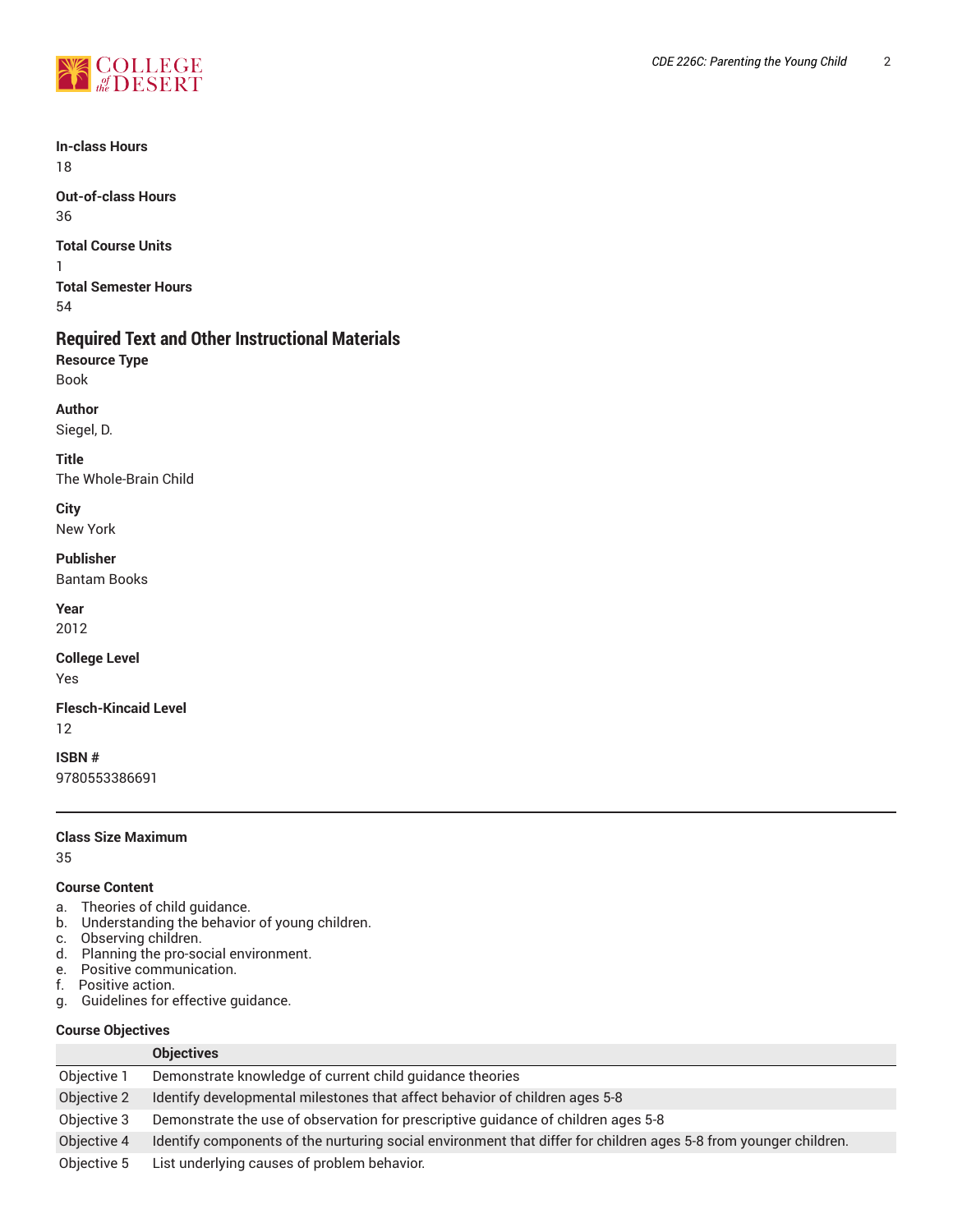**In-class Hours**

18

**Out-of-class Hours**

36

**Total Course Units**

1

**Total Semester Hours**

54

## Required Text and Other Instructional Materials

**Resource Type**

Book

**Author**

Siegel, D.

**Title**

The Whole-Brain Child

**City**

New York

**Publisher**

Bantam Books

**Year**

2012

**College Level**

Yes

**Flesch-Kincaid Level**

12

**ISBN #**

9780553386691

---

**Class Size Maximum**

35

**Course Content**

a. Theories of child guidance.
b. Understanding the behavior of young children.
c. Observing children.
d. Planning the pro-social environment.
e. Positive communication.
f. Positive action.
g. Guidelines for effective guidance.

**Course Objectives**

| | Objectives |
|---|---|
| Objective 1 | Demonstrate knowledge of current child guidance theories |
| Objective 2 | Identify developmental milestones that affect behavior of children ages 5-8 |
| Objective 3 | Demonstrate the use of observation for prescriptive guidance of children ages 5-8 |
| Objective 4 | Identify components of the nurturing social environment that differ for children ages 5-8 from younger children. |
| Objective 5 | List underlying causes of problem behavior. |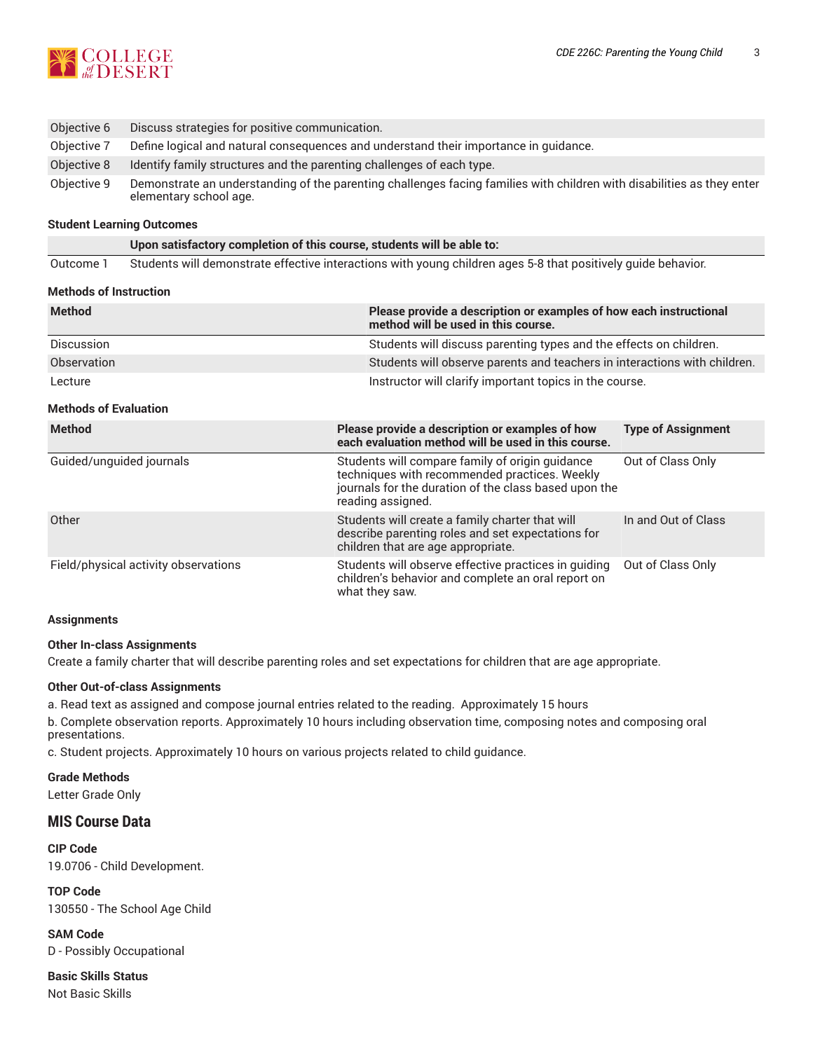| | |
|---|---|
| Objective 6 | Discuss strategies for positive communication. |
| Objective 7 | Define logical and natural consequences and understand their importance in guidance. |
| Objective 8 | Identify family structures and the parenting challenges of each type. |
| Objective 9 | Demonstrate an understanding of the parenting challenges facing families with children with disabilities as they enter elementary school age. |

### Student Learning Outcomes

| | Upon satisfactory completion of this course, students will be able to: |
|---|---|
| Outcome 1 | Students will demonstrate effective interactions with young children ages 5-8 that positively guide behavior. |

### Methods of Instruction

| Method | Please provide a description or examples of how each instructional method will be used in this course. |
|---|---|
| Discussion | Students will discuss parenting types and the effects on children. |
| Observation | Students will observe parents and teachers in interactions with children. |
| Lecture | Instructor will clarify important topics in the course. |

### Methods of Evaluation

| Method | Please provide a description or examples of how each evaluation method will be used in this course. | Type of Assignment |
|---|---|---|
| Guided/unguided journals | Students will compare family of origin guidance techniques with recommended practices. Weekly journals for the duration of the class based upon the reading assigned. | Out of Class Only |
| Other | Students will create a family charter that will describe parenting roles and set expectations for children that are age appropriate. | In and Out of Class |
| Field/physical activity observations | Students will observe effective practices in guiding children's behavior and complete an oral report on what they saw. | Out of Class Only |

### Assignments

**Other In-class Assignments**

Create a family charter that will describe parenting roles and set expectations for children that are age appropriate.

**Other Out-of-class Assignments**

a. Read text as assigned and compose journal entries related to the reading. Approximately 15 hours

b. Complete observation reports. Approximately 10 hours including observation time, composing notes and composing oral presentations.

c. Student projects. Approximately 10 hours on various projects related to child guidance.

### Grade Methods

Letter Grade Only

## MIS Course Data

**CIP Code**

19.0706 - Child Development.

**TOP Code**

130550 - The School Age Child

**SAM Code**

D - Possibly Occupational

**Basic Skills Status**

Not Basic Skills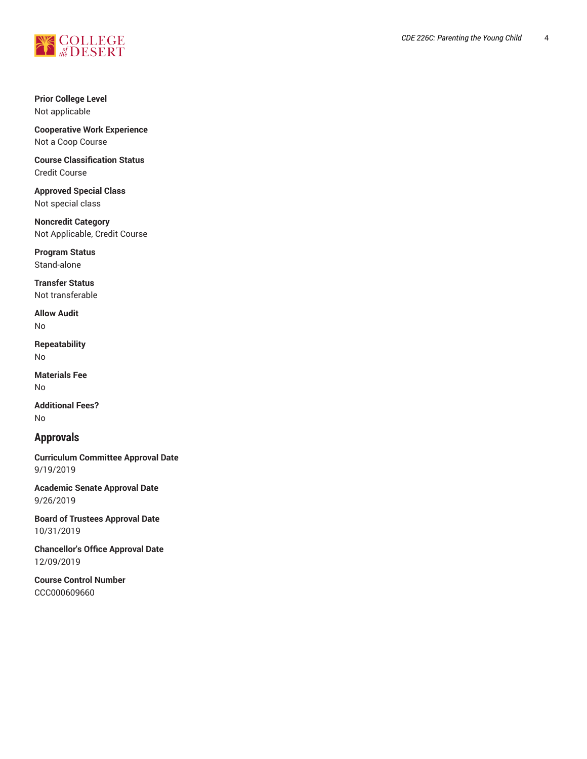**Prior College Level**
Not applicable

**Cooperative Work Experience**
Not a Coop Course

**Course Classification Status**
Credit Course

**Approved Special Class**
Not special class

**Noncredit Category**
Not Applicable, Credit Course

**Program Status**
Stand-alone

**Transfer Status**
Not transferable

**Allow Audit**
No

**Repeatability**
No

**Materials Fee**
No

**Additional Fees?**
No

## Approvals

**Curriculum Committee Approval Date**
9/19/2019

**Academic Senate Approval Date**
9/26/2019

**Board of Trustees Approval Date**
10/31/2019

**Chancellor's Office Approval Date**
12/09/2019

**Course Control Number**
CCC000609660